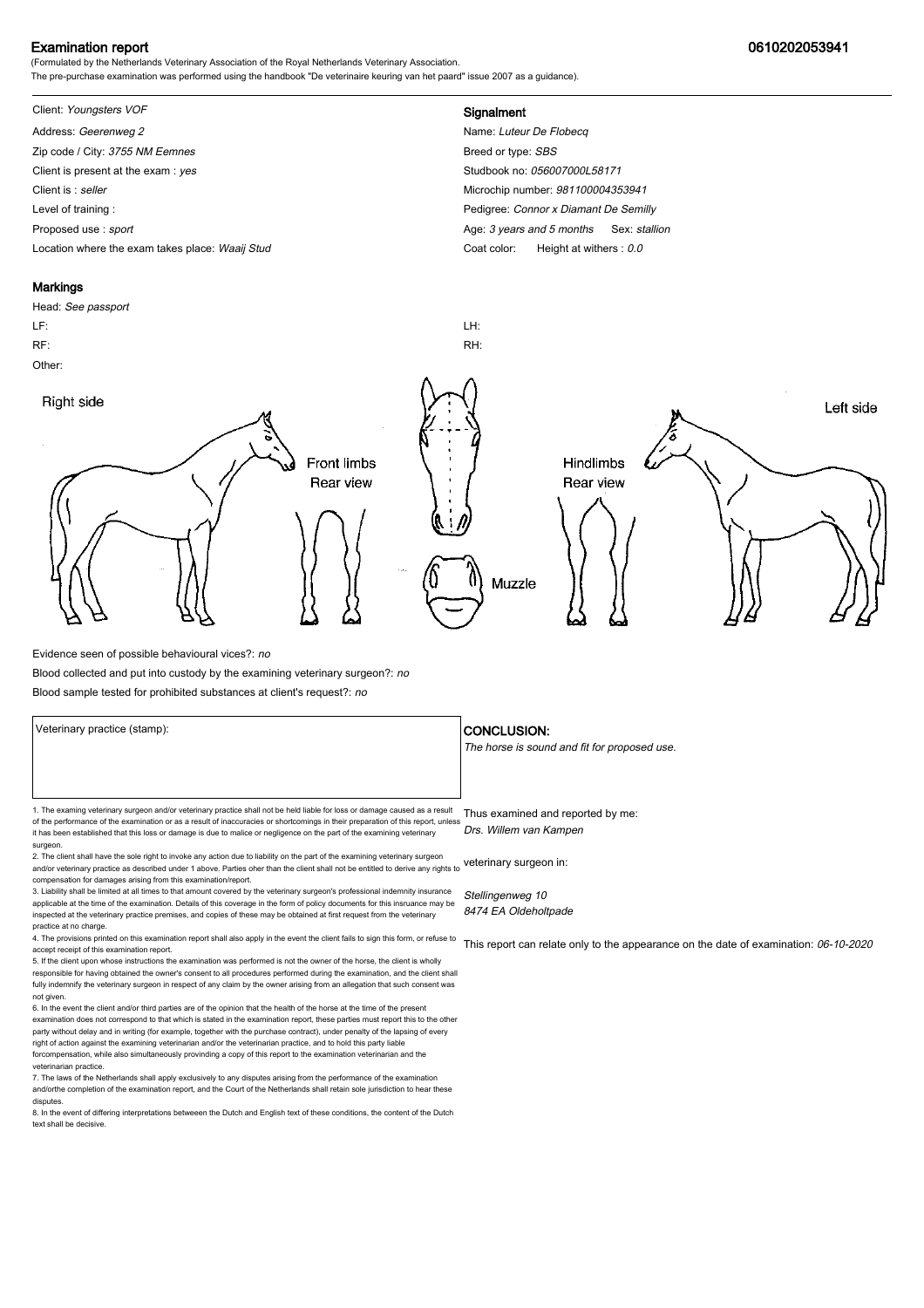# Examination report

**0610202053941**

(Formulated by the Netherlands Veterinary Association of the Royal Netherlands Veterinary Association.
The pre-purchase examination was performed using the handbook "De veterinaire keuring van het paard" issue 2007 as a guidance).

Client: *Youngsters VOF*
Address: *Geerenweg 2*
Zip code / City: *3755 NM Eemnes*
Client is present at the exam : *yes*
Client is : *seller*
Level of training :
Proposed use : *sport*
Location where the exam takes place: *Waaij Stud*

## Signalment

Name: *Luteur De Flobecq*
Breed or type: *SBS*
Studbook no: *056007000L58171*
Microchip number: *981100004353941*
Pedigree: *Connor x Diamant De Semilly*
Age: *3 years and 5 months* Sex: *stallion*
Coat color: Height at withers : *0.0*

## Markings

Head: *See passport*
LF:
RF:
Other:
LH:
RH:

Right side
Front limbs Rear view
Muzzle
Hindlimbs Rear view
Left side

Evidence seen of possible behavioural vices?: *no*

Blood collected and put into custody by the examining veterinary surgeon?: *no*

Blood sample tested for prohibited substances at client's request?: *no*

Veterinary practice (stamp):

## CONCLUSION:

*The horse is sound and fit for proposed use.*

Thus examined and reported by me:
*Drs. Willem van Kampen*

veterinary surgeon in:

*Stellingenweg 10*
*8474 EA Oldeholtpade*

This report can relate only to the appearance on the date of examination: *06-10-2020*

1. The examing veterinary surgeon and/or veterinary practice shall not be held liable for loss or damage caused as a result of the performance of the examination or as a result of inaccuracies or shortcomings in their preparation of this report, unless it has been established that this loss or damage is due to malice or negligence on the part of the examining veterinary surgeon.
2. The client shall have the sole right to invoke any action due to liability on the part of the examining veterinary surgeon and/or veterinary practice as described under 1 above. Parties oher than the client shall not be entitled to derive any rights to compensation for damages arising from this examination/report.
3. Liability shall be limited at all times to that amount covered by the veterinary surgeon's professional indemnity insurance applicable at the time of the examination. Details of this coverage in the form of policy documents for this insruance may be inspected at the veterinary practice premises, and copies of these may be obtained at first request from the veterinary practice at no charge.
4. The provisions printed on this examination report shall also apply in the event the client fails to sign this form, or refuse to accept receipt of this examination report.
5. If the client upon whose instructions the examination was performed is not the owner of the horse, the client is wholly responsible for having obtained the owner's consent to all procedures performed during the examination, and the client shall fully indemnify the veterinary surgeon in respect of any claim by the owner arising from an allegation that such consent was not given.
6. In the event the client and/or third parties are of the opinion that the health of the horse at the time of the present examination does not correspond to that which is stated in the examination report, these parties must report this to the other party without delay and in writing (for example, together with the purchase contract), under penalty of the lapsing of every right of action against the examining veterinarian and/or the veterinarian practice, and to hold this party liable forcompensation, while also simultaneously provinding a copy of this report to the examination veterinarian and the veterinarian practice.
7. The laws of the Netherlands shall apply exclusively to any disputes arising from the performance of the examination and/orthe completion of the examination report, and the Court of the Netherlands shall retain sole jurisdiction to hear these disputes.
8. In the event of differing interpretations betweeen the Dutch and English text of these conditions, the content of the Dutch text shall be decisive.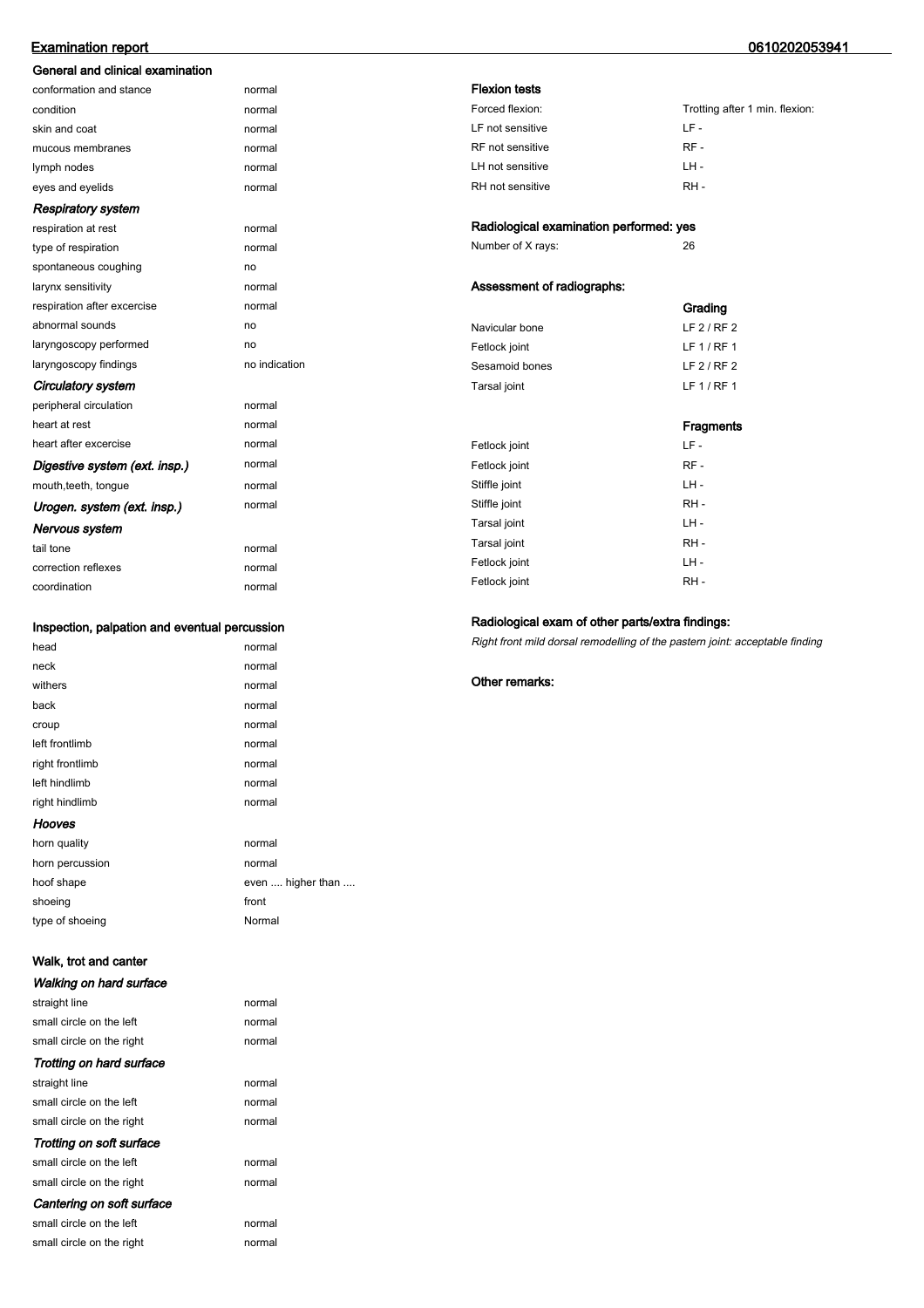## Examination report

0610202053941

### General and clinical examination

| | |
|---|---|
| conformation and stance | normal |
| condition | normal |
| skin and coat | normal |
| mucous membranes | normal |
| lymph nodes | normal |
| eyes and eyelids | normal |

#### *Respiratory system*

| | |
|---|---|
| respiration at rest | normal |
| type of respiration | normal |
| spontaneous coughing | no |
| larynx sensitivity | normal |
| respiration after excercise | normal |
| abnormal sounds | no |
| laryngoscopy performed | no |
| laryngoscopy findings | no indication |

#### *Circulatory system*

| | |
|---|---|
| peripheral circulation | normal |
| heart at rest | normal |
| heart after excercise | normal |
| ***Digestive system (ext. insp.)*** | normal |
| mouth,teeth, tongue | normal |
| ***Urogen. system (ext. insp.)*** | normal |

#### *Nervous system*

| | |
|---|---|
| tail tone | normal |
| correction reflexes | normal |
| coordination | normal |

### Inspection, palpation and eventual percussion

| | |
|---|---|
| head | normal |
| neck | normal |
| withers | normal |
| back | normal |
| croup | normal |
| left frontlimb | normal |
| right frontlimb | normal |
| left hindlimb | normal |
| right hindlimb | normal |

#### *Hooves*

| | |
|---|---|
| horn quality | normal |
| horn percussion | normal |
| hoof shape | even .... higher than .... |
| shoeing | front |
| type of shoeing | Normal |

### Walk, trot and canter

#### *Walking on hard surface*

| | |
|---|---|
| straight line | normal |
| small circle on the left | normal |
| small circle on the right | normal |

#### *Trotting on hard surface*

| | |
|---|---|
| straight line | normal |
| small circle on the left | normal |
| small circle on the right | normal |

#### *Trotting on soft surface*

| | |
|---|---|
| small circle on the left | normal |
| small circle on the right | normal |

#### *Cantering on soft surface*

| | |
|---|---|
| small circle on the left | normal |
| small circle on the right | normal |

### Flexion tests

| Forced flexion: | Trotting after 1 min. flexion: |
|---|---|
| LF not sensitive | LF - |
| RF not sensitive | RF - |
| LH not sensitive | LH - |
| RH not sensitive | RH - |

### Radiological examination performed: yes

Number of X rays: 26

### Assessment of radiographs:

| | Grading |
|---|---|
| Navicular bone | LF 2 / RF 2 |
| Fetlock joint | LF 1 / RF 1 |
| Sesamoid bones | LF 2 / RF 2 |
| Tarsal joint | LF 1 / RF 1 |

| | Fragments |
|---|---|
| Fetlock joint | LF - |
| Fetlock joint | RF - |
| Stiffle joint | LH - |
| Stiffle joint | RH - |
| Tarsal joint | LH - |
| Tarsal joint | RH - |
| Fetlock joint | LH - |
| Fetlock joint | RH - |

### Radiological exam of other parts/extra findings:

*Right front mild dorsal remodelling of the pastern joint: acceptable finding*

### Other remarks: